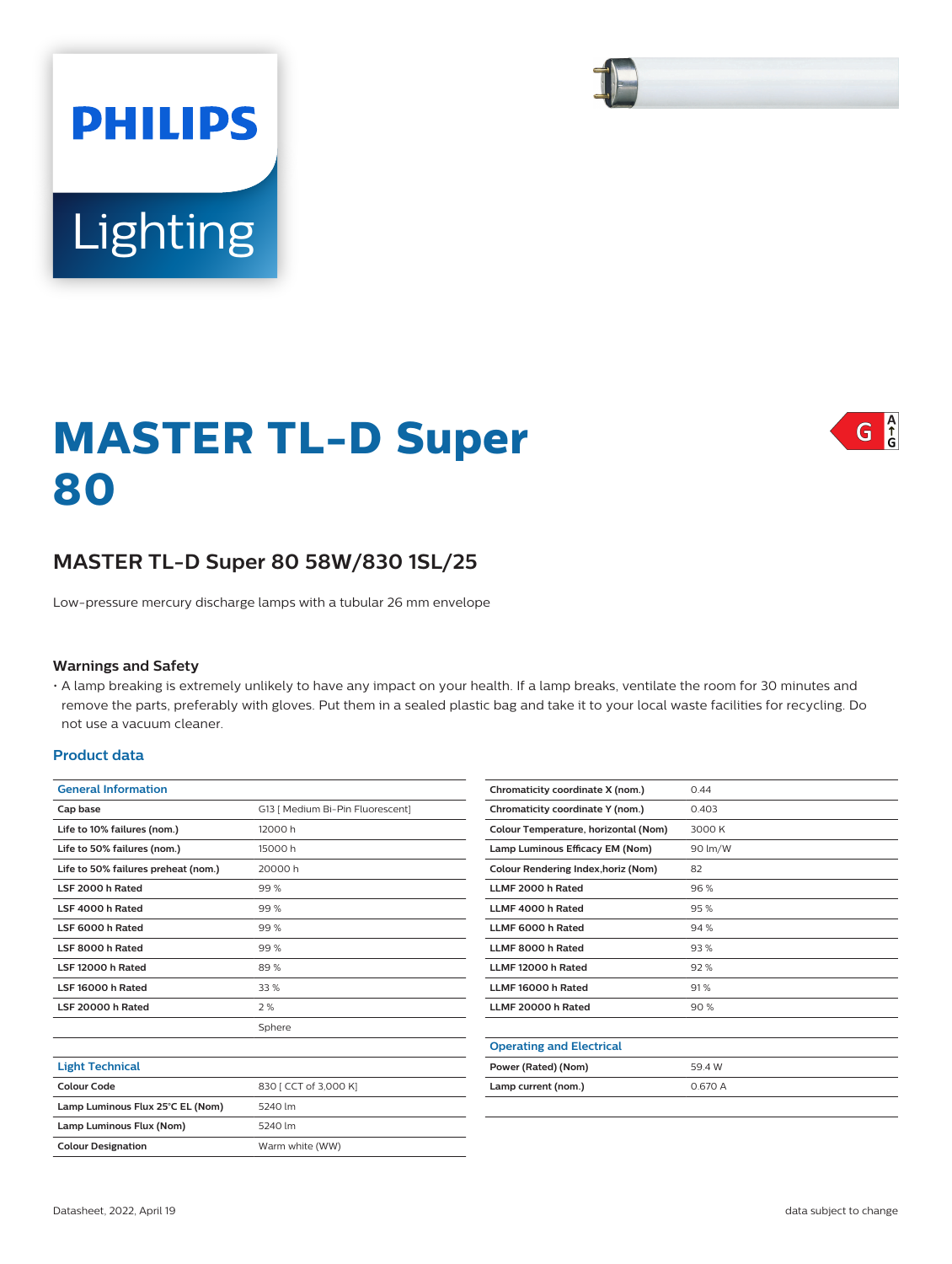# MASTER TL-D Super 80

## MASTER TL-D Super 80 58W/830 1SL/25

Low-pressure mercury discharge lamps with a tubular 26 mm envelope

### Warnings and Safety

- A lamp breaking is extremely unlikely to have any impact on your health. If a lamp breaks, ventilate the room for 30 minutes and remove the parts, preferably with gloves. Put them in a sealed plastic bag and take it to your local waste facilities for recycling. Do not use a vacuum cleaner.

### Product data

| General Information | |
|---|---|
| Cap base | G13 [ Medium Bi-Pin Fluorescent] |
| Life to 10% failures (nom.) | 12000 h |
| Life to 50% failures (nom.) | 15000 h |
| Life to 50% failures preheat (nom.) | 20000 h |
| LSF 2000 h Rated | 99 % |
| LSF 4000 h Rated | 99 % |
| LSF 6000 h Rated | 99 % |
| LSF 8000 h Rated | 99 % |
| LSF 12000 h Rated | 89 % |
| LSF 16000 h Rated | 33 % |
| LSF 20000 h Rated | 2 % |
| | Sphere |

| Light Technical | |
|---|---|
| Colour Code | 830 [ CCT of 3,000 K] |
| Lamp Luminous Flux 25°C EL (Nom) | 5240 lm |
| Lamp Luminous Flux (Nom) | 5240 lm |
| Colour Designation | Warm white (WW) |
| Chromaticity coordinate X (nom.) | 0.44 |
| Chromaticity coordinate Y (nom.) | 0.403 |
| Colour Temperature, horizontal (Nom) | 3000 K |
| Lamp Luminous Efficacy EM (Nom) | 90 lm/W |
| Colour Rendering Index,horiz (Nom) | 82 |
| LLMF 2000 h Rated | 96 % |
| LLMF 4000 h Rated | 95 % |
| LLMF 6000 h Rated | 94 % |
| LLMF 8000 h Rated | 93 % |
| LLMF 12000 h Rated | 92 % |
| LLMF 16000 h Rated | 91 % |
| LLMF 20000 h Rated | 90 % |

| Operating and Electrical | |
|---|---|
| Power (Rated) (Nom) | 59.4 W |
| Lamp current (nom.) | 0.670 A |

Datasheet, 2022, April 19

data subject to change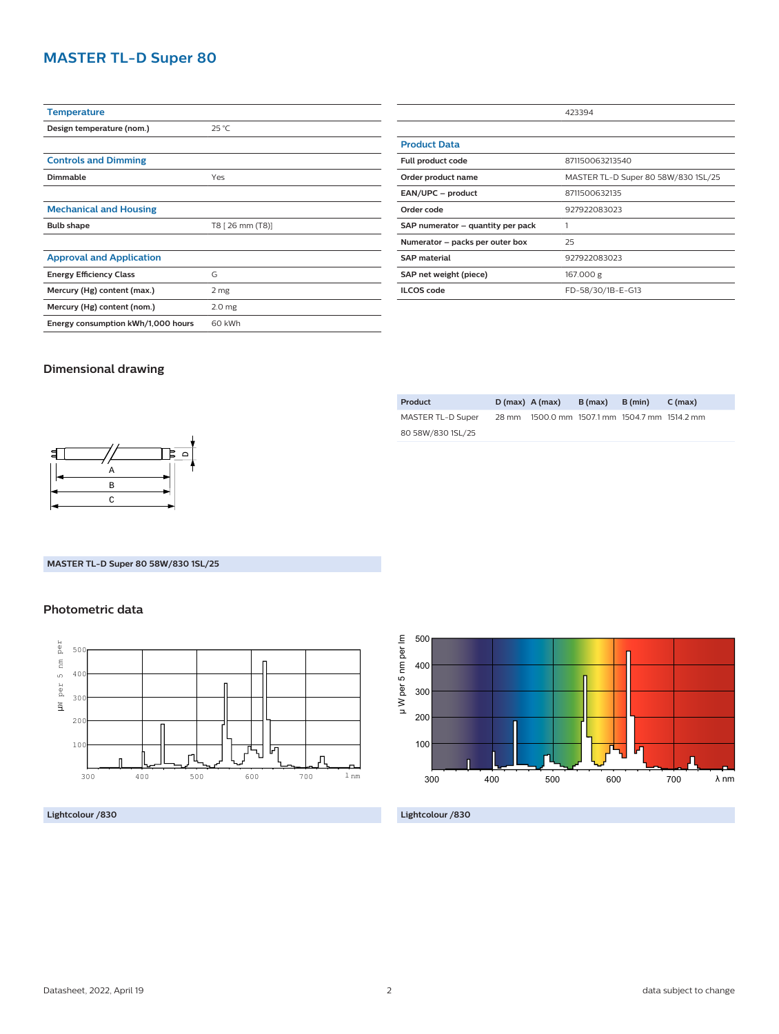# MASTER TL-D Super 80

| Temperature | |
|---|---|
| Design temperature (nom.) | 25 °C |

| Controls and Dimming | |
|---|---|
| Dimmable | Yes |

| Mechanical and Housing | |
|---|---|
| Bulb shape | T8 [ 26 mm (T8)] |

| Approval and Application | |
|---|---|
| Energy Efficiency Class | G |
| Mercury (Hg) content (max.) | 2 mg |
| Mercury (Hg) content (nom.) | 2.0 mg |
| Energy consumption kWh/1,000 hours | 60 kWh |

| | 423394 |
|---|---|

| Product Data | |
|---|---|
| Full product code | 871150063213540 |
| Order product name | MASTER TL-D Super 80 58W/830 1SL/25 |
| EAN/UPC – product | 8711500632135 |
| Order code | 927922083023 |
| SAP numerator – quantity per pack | 1 |
| Numerator – packs per outer box | 25 |
| SAP material | 927922083023 |
| SAP net weight (piece) | 167.000 g |
| ILCOS code | FD-58/30/1B-E-G13 |

## Dimensional drawing

| Product | D (max) | A (max) | B (max) | B (min) | C (max) |
|---|---|---|---|---|---|
| MASTER TL-D Super 80 58W/830 1SL/25 | 28 mm | 1500.0 mm | 1507.1 mm | 1504.7 mm | 1514.2 mm |

MASTER TL-D Super 80 58W/830 1SL/25

## Photometric data

Lightcolour /830

Lightcolour /830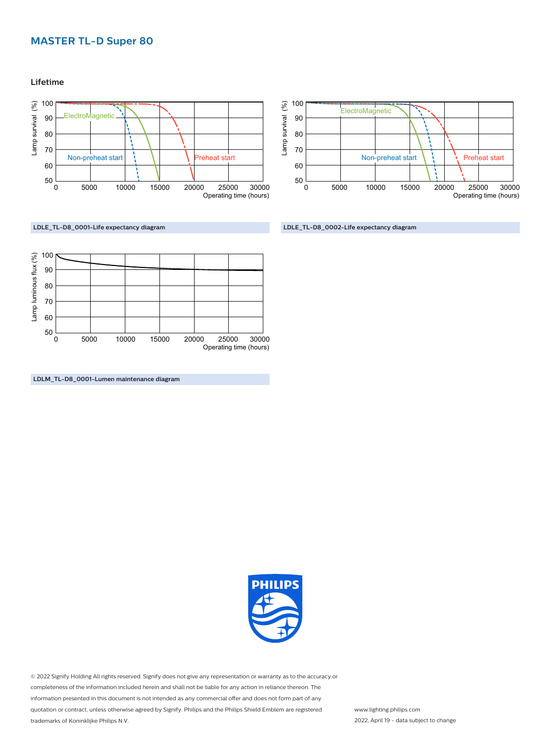## MASTER TL-D Super 80

### Lifetime

Lamp survival (%)
100
90
80
70
60
50
0
5000
10000
15000
20000
25000
30000
Operating time (hours)
ElectroMagnetic
Non-preheat start
Preheat start

**LDLE_TL-D8_0001-Life expectancy diagram**

Lamp survival (%)
100
90
80
70
60
50
0
5000
10000
15000
20000
25000
30000
Operating time (hours)
ElectroMagnetic
Non-preheat start
Preheat start

**LDLE_TL-D8_0002-Life expectancy diagram**

Lamp luminous flux (%)
100
90
80
70
60
50
0
5000
10000
15000
20000
25000
30000
Operating time (hours)

**LDLM_TL-D8_0001-Lumen maintenance diagram**

© 2022 Signify Holding All rights reserved. Signify does not give any representation or warranty as to the accuracy or completeness of the information included herein and shall not be liable for any action in reliance thereon. The information presented in this document is not intended as any commercial offer and does not form part of any quotation or contract, unless otherwise agreed by Signify. Philips and the Philips Shield Emblem are registered trademarks of Koninklijke Philips N.V.

www.lighting.philips.com
2022, April 19 - data subject to change